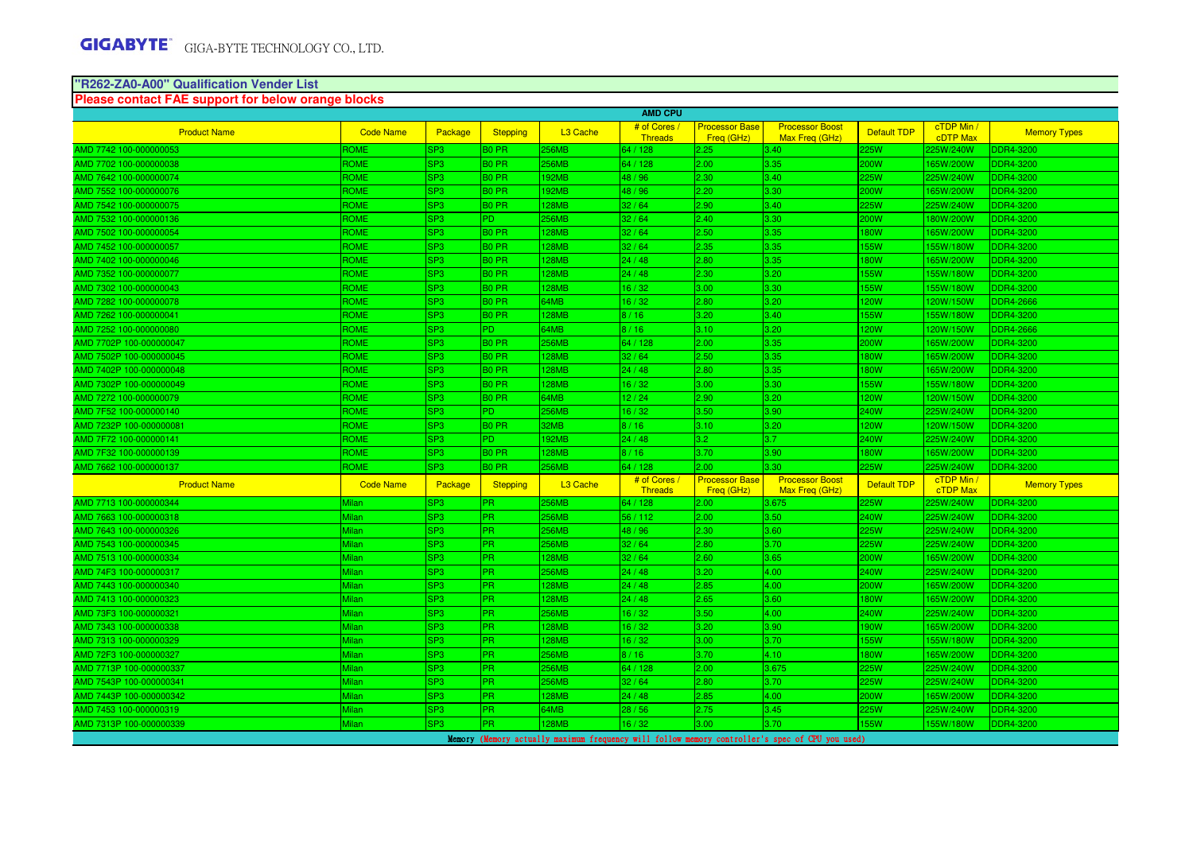GIGABYTE GIGA-BYTE TECHNOLOGY CO., LTD.

**"R262-ZA0-A00" Qualification Vender List**

**Please contact FAE support for below orange blocks**

**AMD CPU**

| Product Name | Code Name | Package | Stepping | L3 Cache | # of Cores / Threads | Processor Base Freq (GHz) | Processor Boost Max Freq (GHz) | Default TDP | cTDP Min / cTDP Max | Memory Types |
|---|---|---|---|---|---|---|---|---|---|---|
| AMD 7742 100-000000053 | ROME | SP3 | B0 PR | 256MB | 64 / 128 | 2.25 | 3.40 | 225W | 225W/240W | DDR4-3200 |
| AMD 7702 100-000000038 | ROME | SP3 | B0 PR | 256MB | 64 / 128 | 2.00 | 3.35 | 200W | 165W/200W | DDR4-3200 |
| AMD 7642 100-000000074 | ROME | SP3 | B0 PR | 192MB | 48 / 96 | 2.30 | 3.40 | 225W | 225W/240W | DDR4-3200 |
| AMD 7552 100-000000076 | ROME | SP3 | B0 PR | 192MB | 48 / 96 | 2.20 | 3.30 | 200W | 165W/200W | DDR4-3200 |
| AMD 7542 100-000000075 | ROME | SP3 | B0 PR | 128MB | 32 / 64 | 2.90 | 3.40 | 225W | 225W/240W | DDR4-3200 |
| AMD 7532 100-000000136 | ROME | SP3 | PD | 256MB | 32 / 64 | 2.40 | 3.30 | 200W | 180W/200W | DDR4-3200 |
| AMD 7502 100-000000054 | ROME | SP3 | B0 PR | 128MB | 32 / 64 | 2.50 | 3.35 | 180W | 165W/200W | DDR4-3200 |
| AMD 7452 100-000000057 | ROME | SP3 | B0 PR | 128MB | 32 / 64 | 2.35 | 3.35 | 155W | 155W/180W | DDR4-3200 |
| AMD 7402 100-000000046 | ROME | SP3 | B0 PR | 128MB | 24 / 48 | 2.80 | 3.35 | 180W | 165W/200W | DDR4-3200 |
| AMD 7352 100-000000077 | ROME | SP3 | B0 PR | 128MB | 24 / 48 | 2.30 | 3.20 | 155W | 155W/180W | DDR4-3200 |
| AMD 7302 100-000000043 | ROME | SP3 | B0 PR | 128MB | 16 / 32 | 3.00 | 3.30 | 155W | 155W/180W | DDR4-3200 |
| AMD 7282 100-000000078 | ROME | SP3 | B0 PR | 64MB | 16 / 32 | 2.80 | 3.20 | 120W | 120W/150W | DDR4-2666 |
| AMD 7262 100-000000041 | ROME | SP3 | B0 PR | 128MB | 8 / 16 | 3.20 | 3.40 | 155W | 155W/180W | DDR4-3200 |
| AMD 7252 100-000000080 | ROME | SP3 | PD | 64MB | 8 / 16 | 3.10 | 3.20 | 120W | 120W/150W | DDR4-2666 |
| AMD 7702P 100-000000047 | ROME | SP3 | B0 PR | 256MB | 64 / 128 | 2.00 | 3.35 | 200W | 165W/200W | DDR4-3200 |
| AMD 7502P 100-000000045 | ROME | SP3 | B0 PR | 128MB | 32 / 64 | 2.50 | 3.35 | 180W | 165W/200W | DDR4-3200 |
| AMD 7402P 100-000000048 | ROME | SP3 | B0 PR | 128MB | 24 / 48 | 2.80 | 3.35 | 180W | 165W/200W | DDR4-3200 |
| AMD 7302P 100-000000049 | ROME | SP3 | B0 PR | 128MB | 16 / 32 | 3.00 | 3.30 | 155W | 155W/180W | DDR4-3200 |
| AMD 7272 100-000000079 | ROME | SP3 | B0 PR | 64MB | 12 / 24 | 2.90 | 3.20 | 120W | 120W/150W | DDR4-3200 |
| AMD 7F52 100-000000140 | ROME | SP3 | PD | 256MB | 16 / 32 | 3.50 | 3.90 | 240W | 225W/240W | DDR4-3200 |
| AMD 7232P 100-000000081 | ROME | SP3 | B0 PR | 32MB | 8 / 16 | 3.10 | 3.20 | 120W | 120W/150W | DDR4-3200 |
| AMD 7F72 100-000000141 | ROME | SP3 | PD | 192MB | 24 / 48 | 3.2 | 3.7 | 240W | 225W/240W | DDR4-3200 |
| AMD 7F32 100-000000139 | ROME | SP3 | B0 PR | 128MB | 8 / 16 | 3.70 | 3.90 | 180W | 165W/200W | DDR4-3200 |
| AMD 7662 100-000000137 | ROME | SP3 | B0 PR | 256MB | 64 / 128 | 2.00 | 3.30 | 225W | 225W/240W | DDR4-3200 |
| Product Name | Code Name | Package | Stepping | L3 Cache | # of Cores / Threads | Processor Base Freq (GHz) | Processor Boost Max Freq (GHz) | Default TDP | cTDP Min / cTDP Max | Memory Types |
| AMD 7713 100-000000344 | Milan | SP3 | PR | 256MB | 64 / 128 | 2.00 | 3.675 | 225W | 225W/240W | DDR4-3200 |
| AMD 7663 100-000000318 | Milan | SP3 | PR | 256MB | 56 / 112 | 2.00 | 3.50 | 240W | 225W/240W | DDR4-3200 |
| AMD 7643 100-000000326 | Milan | SP3 | PR | 256MB | 48 / 96 | 2.30 | 3.60 | 225W | 225W/240W | DDR4-3200 |
| AMD 7543 100-000000345 | Milan | SP3 | PR | 256MB | 32 / 64 | 2.80 | 3.70 | 225W | 225W/240W | DDR4-3200 |
| AMD 7513 100-000000334 | Milan | SP3 | PR | 128MB | 32 / 64 | 2.60 | 3.65 | 200W | 165W/200W | DDR4-3200 |
| AMD 74F3 100-000000317 | Milan | SP3 | PR | 256MB | 24 / 48 | 3.20 | 4.00 | 240W | 225W/240W | DDR4-3200 |
| AMD 7443 100-000000340 | Milan | SP3 | PR | 128MB | 24 / 48 | 2.85 | 4.00 | 200W | 165W/200W | DDR4-3200 |
| AMD 7413 100-000000323 | Milan | SP3 | PR | 128MB | 24 / 48 | 2.65 | 3.60 | 180W | 165W/200W | DDR4-3200 |
| AMD 73F3 100-000000321 | Milan | SP3 | PR | 256MB | 16 / 32 | 3.50 | 4.00 | 240W | 225W/240W | DDR4-3200 |
| AMD 7343 100-000000338 | Milan | SP3 | PR | 128MB | 16 / 32 | 3.20 | 3.90 | 190W | 165W/200W | DDR4-3200 |
| AMD 7313 100-000000329 | Milan | SP3 | PR | 128MB | 16 / 32 | 3.00 | 3.70 | 155W | 155W/180W | DDR4-3200 |
| AMD 72F3 100-000000327 | Milan | SP3 | PR | 256MB | 8 / 16 | 3.70 | 4.10 | 180W | 165W/200W | DDR4-3200 |
| AMD 7713P 100-000000337 | Milan | SP3 | PR | 256MB | 64 / 128 | 2.00 | 3.675 | 225W | 225W/240W | DDR4-3200 |
| AMD 7543P 100-000000341 | Milan | SP3 | PR | 256MB | 32 / 64 | 2.80 | 3.70 | 225W | 225W/240W | DDR4-3200 |
| AMD 7443P 100-000000342 | Milan | SP3 | PR | 128MB | 24 / 48 | 2.85 | 4.00 | 200W | 165W/200W | DDR4-3200 |
| AMD 7453 100-000000319 | Milan | SP3 | PR | 64MB | 28 / 56 | 2.75 | 3.45 | 225W | 225W/240W | DDR4-3200 |
| AMD 7313P 100-000000339 | Milan | SP3 | PR | 128MB | 16 / 32 | 3.00 | 3.70 | 155W | 155W/180W | DDR4-3200 |

**Memory** (Memory actually maximum frequency will follow memory controller's spec of CPU you used)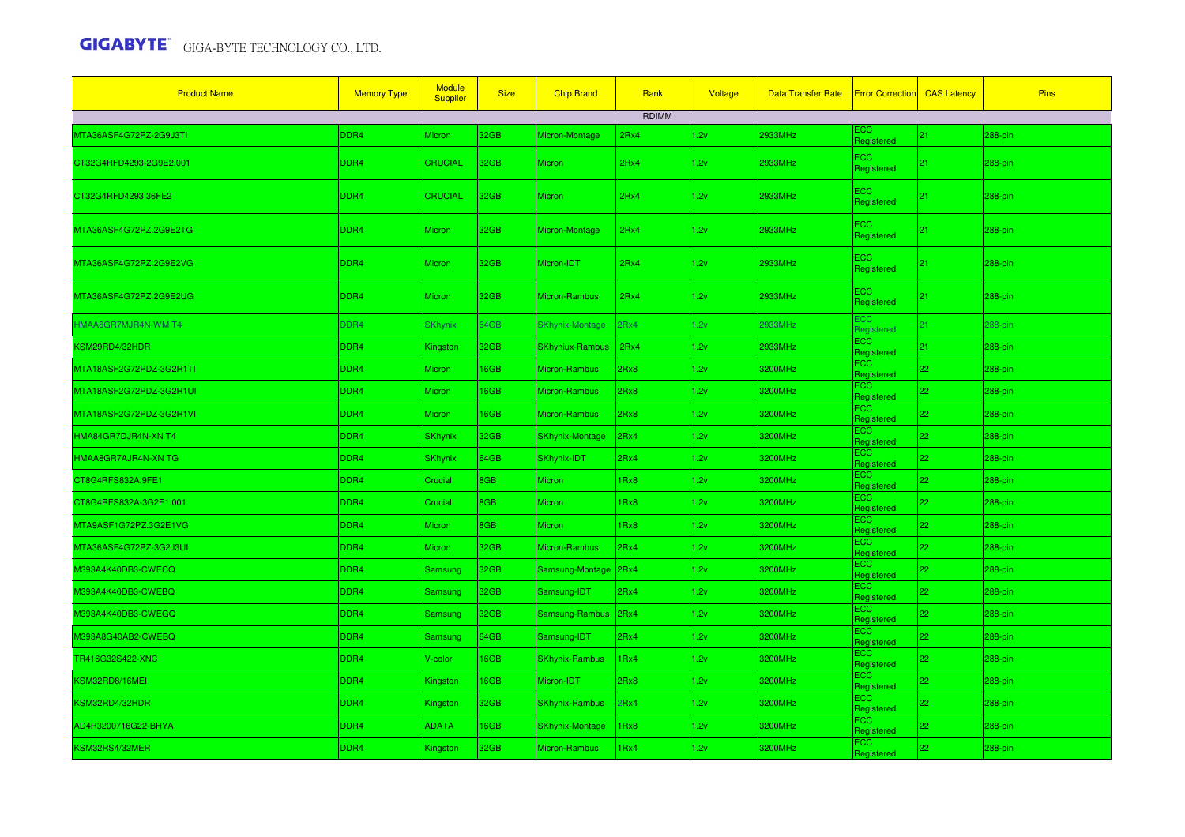| Product Name | Memory Type | Module Supplier | Size | Chip Brand | Rank | Voltage | Data Transfer Rate | Error Correction | CAS Latency | Pins |
|---|---|---|---|---|---|---|---|---|---|---|
| | | | | | RDIMM | | | | | |
| MTA36ASF4G72PZ-2G9J3TI | DDR4 | Micron | 32GB | Micron-Montage | 2Rx4 | 1.2v | 2933MHz | ECC Registered | 21 | 288-pin |
| CT32G4RFD4293-2G9E2.001 | DDR4 | CRUCIAL | 32GB | Micron | 2Rx4 | 1.2v | 2933MHz | ECC Registered | 21 | 288-pin |
| CT32G4RFD4293.36FE2 | DDR4 | CRUCIAL | 32GB | Micron | 2Rx4 | 1.2v | 2933MHz | ECC Registered | 21 | 288-pin |
| MTA36ASF4G72PZ.2G9E2TG | DDR4 | Micron | 32GB | Micron-Montage | 2Rx4 | 1.2v | 2933MHz | ECC Registered | 21 | 288-pin |
| MTA36ASF4G72PZ.2G9E2VG | DDR4 | Micron | 32GB | Micron-IDT | 2Rx4 | 1.2v | 2933MHz | ECC Registered | 21 | 288-pin |
| MTA36ASF4G72PZ.2G9E2UG | DDR4 | Micron | 32GB | Micron-Rambus | 2Rx4 | 1.2v | 2933MHz | ECC Registered | 21 | 288-pin |
| HMAA8GR7MJR4N-WM T4 | DDR4 | SKhynix | 64GB | SKhynix-Montage | 2Rx4 | 1.2v | 2933MHz | ECC Registered | 21 | 288-pin |
| KSM29RD4/32HDR | DDR4 | Kingston | 32GB | SKhyniux-Rambus | 2Rx4 | 1.2v | 2933MHz | ECC Registered | 21 | 288-pin |
| MTA18ASF2G72PDZ-3G2R1TI | DDR4 | Micron | 16GB | Micron-Rambus | 2Rx8 | 1.2v | 3200MHz | ECC Registered | 22 | 288-pin |
| MTA18ASF2G72PDZ-3G2R1UI | DDR4 | Micron | 16GB | Micron-Rambus | 2Rx8 | 1.2v | 3200MHz | ECC Registered | 22 | 288-pin |
| MTA18ASF2G72PDZ-3G2R1VI | DDR4 | Micron | 16GB | Micron-Rambus | 2Rx8 | 1.2v | 3200MHz | ECC Registered | 22 | 288-pin |
| HMA84GR7DJR4N-XN T4 | DDR4 | SKhynix | 32GB | SKhynix-Montage | 2Rx4 | 1.2v | 3200MHz | ECC Registered | 22 | 288-pin |
| HMAA8GR7AJR4N-XN TG | DDR4 | SKhynix | 64GB | SKhynix-IDT | 2Rx4 | 1.2v | 3200MHz | ECC Registered | 22 | 288-pin |
| CT8G4RFS832A.9FE1 | DDR4 | Crucial | 8GB | Micron | 1Rx8 | 1.2v | 3200MHz | ECC Registered | 22 | 288-pin |
| CT8G4RFS832A-3G2E1.001 | DDR4 | Crucial | 8GB | Micron | 1Rx8 | 1.2v | 3200MHz | ECC Registered | 22 | 288-pin |
| MTA9ASF1G72PZ.3G2E1VG | DDR4 | Micron | 8GB | Micron | 1Rx8 | 1.2v | 3200MHz | ECC Registered | 22 | 288-pin |
| MTA36ASF4G72PZ-3G2J3UI | DDR4 | Micron | 32GB | Micron-Rambus | 2Rx4 | 1.2v | 3200MHz | ECC Registered | 22 | 288-pin |
| M393A4K40DB3-CWECQ | DDR4 | Samsung | 32GB | Samsung-Montage | 2Rx4 | 1.2v | 3200MHz | ECC Registered | 22 | 288-pin |
| M393A4K40DB3-CWEBQ | DDR4 | Samsung | 32GB | Samsung-IDT | 2Rx4 | 1.2v | 3200MHz | ECC Registered | 22 | 288-pin |
| M393A4K40DB3-CWEGQ | DDR4 | Samsung | 32GB | Samsung-Rambus | 2Rx4 | 1.2v | 3200MHz | ECC Registered | 22 | 288-pin |
| M393A8G40AB2-CWEBQ | DDR4 | Samsung | 64GB | Samsung-IDT | 2Rx4 | 1.2v | 3200MHz | ECC Registered | 22 | 288-pin |
| TR416G32S422-XNC | DDR4 | V-color | 16GB | SKhynix-Rambus | 1Rx4 | 1.2v | 3200MHz | ECC Registered | 22 | 288-pin |
| KSM32RD8/16MEI | DDR4 | Kingston | 16GB | Micron-IDT | 2Rx8 | 1.2v | 3200MHz | ECC Registered | 22 | 288-pin |
| KSM32RD4/32HDR | DDR4 | Kingston | 32GB | SKhynix-Rambus | 2Rx4 | 1.2v | 3200MHz | ECC Registered | 22 | 288-pin |
| AD4R3200716G22-BHYA | DDR4 | ADATA | 16GB | SKhynix-Montage | 1Rx8 | 1.2v | 3200MHz | ECC Registered | 22 | 288-pin |
| KSM32RS4/32MER | DDR4 | Kingston | 32GB | Micron-Rambus | 1Rx4 | 1.2v | 3200MHz | ECC Registered | 22 | 288-pin |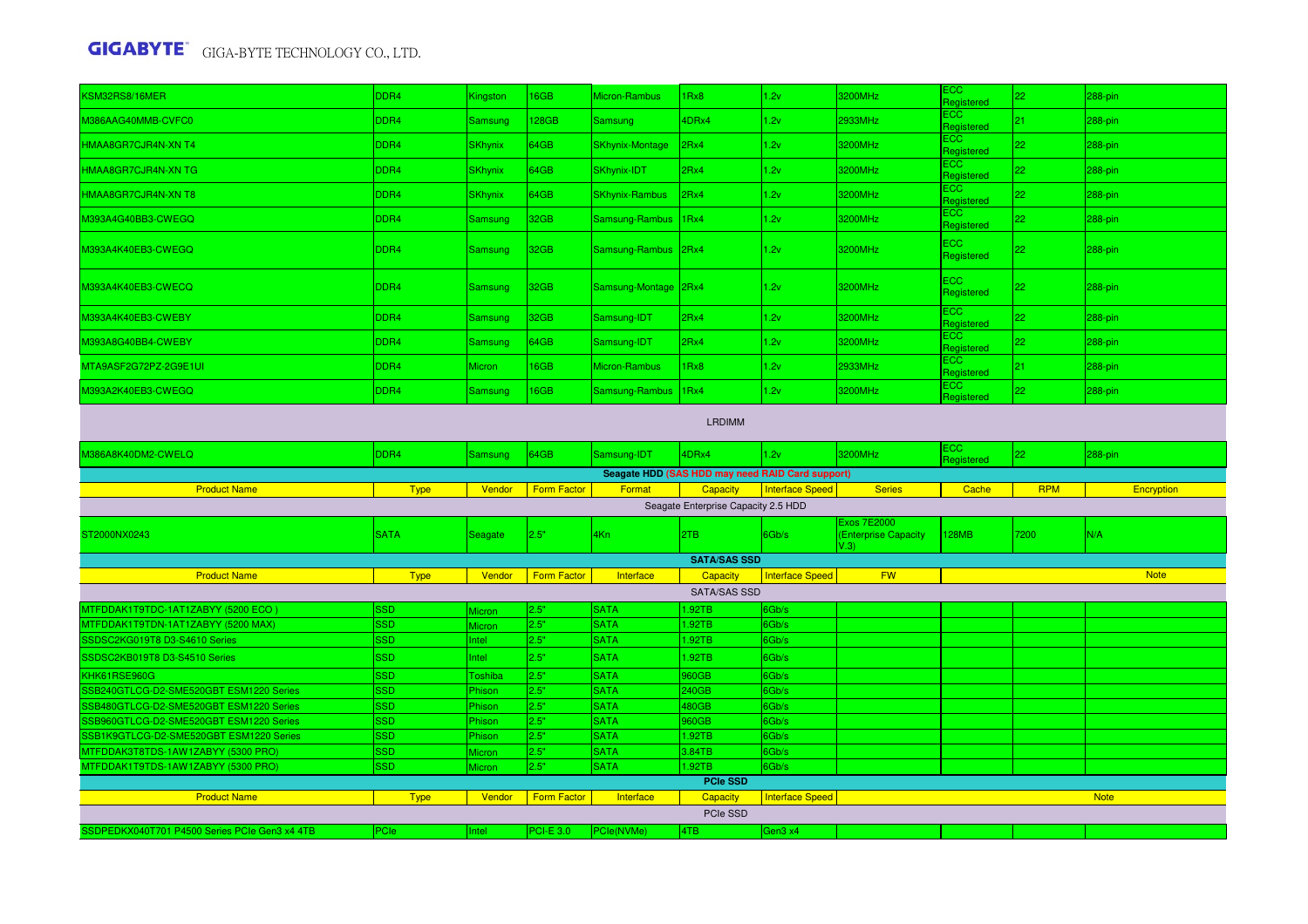| | | | | | | | | | | |
|---|---|---|---|---|---|---|---|---|---|---|
| KSM32RS8/16MER | DDR4 | Kingston | 16GB | Micron-Rambus | 1Rx8 | 1.2v | 3200MHz | ECC Registered | 22 | 288-pin |
| M386AAG40MMB-CVFC0 | DDR4 | Samsung | 128GB | Samsung | 4DRx4 | 1.2v | 2933MHz | ECC Registered | 21 | 288-pin |
| HMAA8GR7CJR4N-XN T4 | DDR4 | SKhynix | 64GB | SKhynix-Montage | 2Rx4 | 1.2v | 3200MHz | ECC Registered | 22 | 288-pin |
| HMAA8GR7CJR4N-XN TG | DDR4 | SKhynix | 64GB | SKhynix-IDT | 2Rx4 | 1.2v | 3200MHz | ECC Registered | 22 | 288-pin |
| HMAA8GR7CJR4N-XN T8 | DDR4 | SKhynix | 64GB | SKhynix-Rambus | 2Rx4 | 1.2v | 3200MHz | ECC Registered | 22 | 288-pin |
| M393A4G40BB3-CWEGQ | DDR4 | Samsung | 32GB | Samsung-Rambus | 1Rx4 | 1.2v | 3200MHz | ECC Registered | 22 | 288-pin |
| M393A4K40EB3-CWEGQ | DDR4 | Samsung | 32GB | Samsung-Rambus | 2Rx4 | 1.2v | 3200MHz | ECC Registered | 22 | 288-pin |
| M393A4K40EB3-CWECQ | DDR4 | Samsung | 32GB | Samsung-Montage | 2Rx4 | 1.2v | 3200MHz | ECC Registered | 22 | 288-pin |
| M393A4K40EB3-CWEBY | DDR4 | Samsung | 32GB | Samsung-IDT | 2Rx4 | 1.2v | 3200MHz | ECC Registered | 22 | 288-pin |
| M393A8G40BB4-CWEBY | DDR4 | Samsung | 64GB | Samsung-IDT | 2Rx4 | 1.2v | 3200MHz | ECC Registered | 22 | 288-pin |
| MTA9ASF2G72PZ-2G9E1UI | DDR4 | Micron | 16GB | Micron-Rambus | 1Rx8 | 1.2v | 2933MHz | ECC Registered | 21 | 288-pin |
| M393A2K40EB3-CWEGQ | DDR4 | Samsung | 16GB | Samsung-Rambus | 1Rx4 | 1.2v | 3200MHz | ECC Registered | 22 | 288-pin |
| LRDIMM | | | | | | | | | | |
| M386A8K40DM2-CWELQ | DDR4 | Samsung | 64GB | Samsung-IDT | 4DRx4 | 1.2v | 3200MHz | ECC Registered | 22 | 288-pin |

**Seagate HDD (SAS HDD may need RAID Card support)**

| Product Name | Type | Vendor | Form Factor | Format | Capacity | Interface Speed | Series | Cache | RPM | Encryption |
|---|---|---|---|---|---|---|---|---|---|---|
| Seagate Enterprise Capacity 2.5 HDD | | | | | | | | | | |
| ST2000NX0243 | SATA | Seagate | 2.5" | 4Kn | 2TB | 6Gb/s | Exos 7E2000 (Enterprise Capacity V.3) | 128MB | 7200 | N/A |

**SATA/SAS SSD**

| Product Name | Type | Vendor | Form Factor | Interface | Capacity | Interface Speed | FW | Note |
|---|---|---|---|---|---|---|---|---|
| SATA/SAS SSD | | | | | | | | |
| MTFDDAK1T9TDC-1AT1ZABYY (5200 ECO ) | SSD | Micron | 2.5" | SATA | 1.92TB | 6Gb/s | | |
| MTFDDAK1T9TDN-1AT1ZABYY (5200 MAX) | SSD | Micron | 2.5" | SATA | 1.92TB | 6Gb/s | | |
| SSDSC2KG019T8 D3-S4610 Series | SSD | Intel | 2.5" | SATA | 1.92TB | 6Gb/s | | |
| SSDSC2KB019T8 D3-S4510 Series | SSD | Intel | 2.5" | SATA | 1.92TB | 6Gb/s | | |
| KHK61RSE960G | SSD | Toshiba | 2.5" | SATA | 960GB | 6Gb/s | | |
| SSB240GTLCG-D2-SME520GBT ESM1220 Series | SSD | Phison | 2.5" | SATA | 240GB | 6Gb/s | | |
| SSB480GTLCG-D2-SME520GBT ESM1220 Series | SSD | Phison | 2.5" | SATA | 480GB | 6Gb/s | | |
| SSB960GTLCG-D2-SME520GBT ESM1220 Series | SSD | Phison | 2.5" | SATA | 960GB | 6Gb/s | | |
| SSB1K9GTLCG-D2-SME520GBT ESM1220 Series | SSD | Phison | 2.5" | SATA | 1.92TB | 6Gb/s | | |
| MTFDDAK3T8TDS-1AW1ZABYY (5300 PRO) | SSD | Micron | 2.5" | SATA | 3.84TB | 6Gb/s | | |
| MTFDDAK1T9TDS-1AW1ZABYY (5300 PRO) | SSD | Micron | 2.5" | SATA | 1.92TB | 6Gb/s | | |

**PCIe SSD**

| Product Name | Type | Vendor | Form Factor | Interface | Capacity | Interface Speed | Note |
|---|---|---|---|---|---|---|---|
| PCIe SSD | | | | | | | |
| SSDPEDKX040T701 P4500 Series PCIe Gen3 x4 4TB | PCIe | Intel | PCI-E 3.0 | PCIe(NVMe) | 4TB | Gen3 x4 | |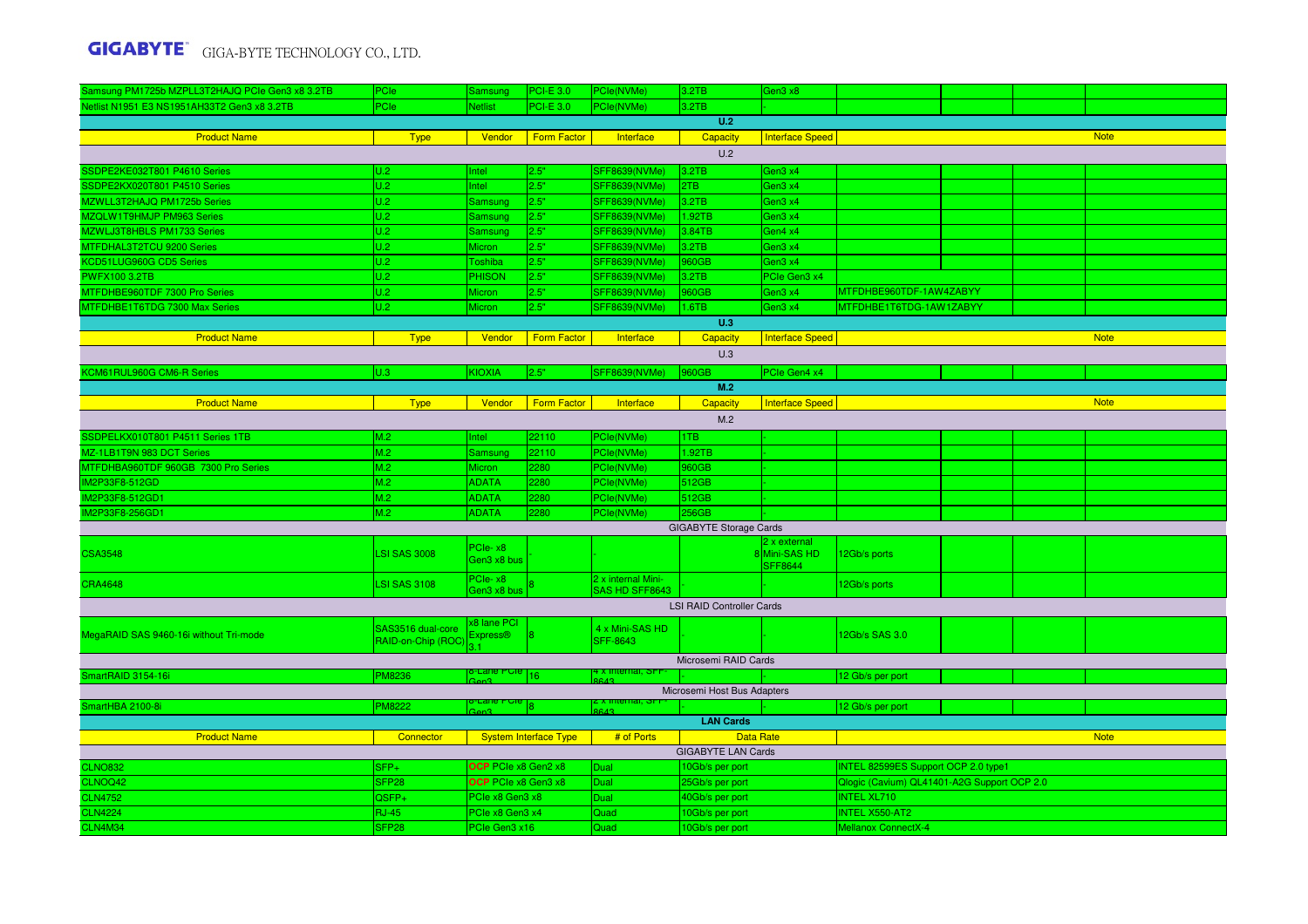| | | | | | | | | | | |
|---|---|---|---|---|---|---|---|---|---|---|
| Samsung PM1725b MZPLL3T2HAJQ PCIe Gen3 x8 3.2TB | PCIe | Samsung | PCI-E 3.0 | PCIe(NVMe) | 3.2TB | Gen3 x8 | | | | |
| Netlist N1951 E3 NS1951AH33T2 Gen3 x8 3.2TB | PCIe | Netlist | PCI-E 3.0 | PCIe(NVMe) | 3.2TB | - | | | | |
| **U.2** | | | | | | | | | | |
| Product Name | Type | Vendor | Form Factor | Interface | Capacity | Interface Speed | Note | | | |
| U.2 | | | | | | | | | | |
| SSDPE2KE032T801 P4610 Series | U.2 | Intel | 2.5" | SFF8639(NVMe) | 3.2TB | Gen3 x4 | | | | |
| SSDPE2KX020T801 P4510 Series | U.2 | Intel | 2.5" | SFF8639(NVMe) | 2TB | Gen3 x4 | | | | |
| MZWLL3T2HAJQ PM1725b Series | U.2 | Samsung | 2.5" | SFF8639(NVMe) | 3.2TB | Gen3 x4 | | | | |
| MZQLW1T9HMJP PM963 Series | U.2 | Samsung | 2.5" | SFF8639(NVMe) | 1.92TB | Gen3 x4 | | | | |
| MZWLJ3T8HBLS PM1733 Series | U.2 | Samsung | 2.5" | SFF8639(NVMe) | 3.84TB | Gen4 x4 | | | | |
| MTFDHAL3T2TCU 9200 Series | U.2 | Micron | 2.5" | SFF8639(NVMe) | 3.2TB | Gen3 x4 | | | | |
| KCD51LUG960G CD5 Series | U.2 | Toshiba | 2.5" | SFF8639(NVMe) | 960GB | Gen3 x4 | | | | |
| PWFX100 3.2TB | U.2 | PHISON | 2.5" | SFF8639(NVMe) | 3.2TB | PCIe Gen3 x4 | | | | |
| MTFDHBE960TDF 7300 Pro Series | U.2 | Micron | 2.5" | SFF8639(NVMe) | 960GB | Gen3 x4 | MTFDHBE960TDF-1AW4ZABYY | | | |
| MTFDHBE1T6TDG 7300 Max Series | U.2 | Micron | 2.5" | SFF8639(NVMe) | 1.6TB | Gen3 x4 | MTFDHBE1T6TDG-1AW1ZABYY | | | |
| **U.3** | | | | | | | | | | |
| Product Name | Type | Vendor | Form Factor | Interface | Capacity | Interface Speed | Note | | | |
| U.3 | | | | | | | | | | |
| KCM61RUL960G CM6-R Series | U.3 | KIOXIA | 2.5" | SFF8639(NVMe) | 960GB | PCIe Gen4 x4 | | | | |
| **M.2** | | | | | | | | | | |
| Product Name | Type | Vendor | Form Factor | Interface | Capacity | Interface Speed | Note | | | |
| M.2 | | | | | | | | | | |
| SSDPELKX010T801 P4511 Series 1TB | M.2 | Intel | 22110 | PCIe(NVMe) | 1TB | - | | | | |
| MZ-1LB1T9N 983 DCT Series | M.2 | Samsung | 22110 | PCIe(NVMe) | 1.92TB | - | | | | |
| MTFDHBA960TDF 960GB 7300 Pro Series | M.2 | Micron | 2280 | PCIe(NVMe) | 960GB | - | | | | |
| IM2P33F8-512GD | M.2 | ADATA | 2280 | PCIe(NVMe) | 512GB | - | | | | |
| IM2P33F8-512GD1 | M.2 | ADATA | 2280 | PCIe(NVMe) | 512GB | - | | | | |
| IM2P33F8-256GD1 | M.2 | ADATA | 2280 | PCIe(NVMe) | 256GB | - | | | | |
| GIGABYTE Storage Cards | | | | | | | | | | |
| CSA3548 | LSI SAS 3008 | PCIe- x8 Gen3 x8 bus | - | - | | 2 x external 8 Mini-SAS HD SFF8644 | 12Gb/s ports | | | |
| CRA4648 | LSI SAS 3108 | PCIe- x8 Gen3 x8 bus | 8 | 2 x internal Mini-SAS HD SFF8643 | - | - | 12Gb/s ports | | | |
| LSI RAID Controller Cards | | | | | | | | | | |
| MegaRAID SAS 9460-16i without Tri-mode | SAS3516 dual-core RAID-on-Chip (ROC) | x8 lane PCI Express® 3.1 | 8 | 4 x Mini-SAS HD SFF-8643 | | | 12Gb/s SAS 3.0 | | | |
| Microsemi RAID Cards | | | | | | | | | | |
| SmartRAID 3154-16i | PM8236 | 8-Lane PCIe Gen3 | 16 | 4 x internal, SFF-8643 | - | - | 12 Gb/s per port | | | |
| Microsemi Host Bus Adapters | | | | | | | | | | |
| SmartHBA 2100-8i | PM8222 | 8-Lane PCIe Gen3 | 8 | 2 x internal, SFF-8643 | - | - | 12 Gb/s per port | | | |
| **LAN Cards** | | | | | | | | | | |
| Product Name | Connector | System Interface Type | | # of Ports | Data Rate | | Note | | | |
| GIGABYTE LAN Cards | | | | | | | | | | |
| CLNO832 | SFP+ | OCP PCIe x8 Gen2 x8 | | Dual | 10Gb/s per port | | INTEL 82599ES Support OCP 2.0 type1 | | | |
| CLNOQ42 | SFP28 | OCP PCIe x8 Gen3 x8 | | Dual | 25Gb/s per port | | Qlogic (Cavium) QL41401-A2G Support OCP 2.0 | | | |
| CLN4752 | QSFP+ | PCIe x8 Gen3 x8 | | Dual | 40Gb/s per port | | INTEL XL710 | | | |
| CLN4224 | RJ-45 | PCIe x8 Gen3 x4 | | Quad | 10Gb/s per port | | INTEL X550-AT2 | | | |
| CLN4M34 | SFP28 | PCIe Gen3 x16 | | Quad | 10Gb/s per port | | Mellanox ConnectX-4 | | | |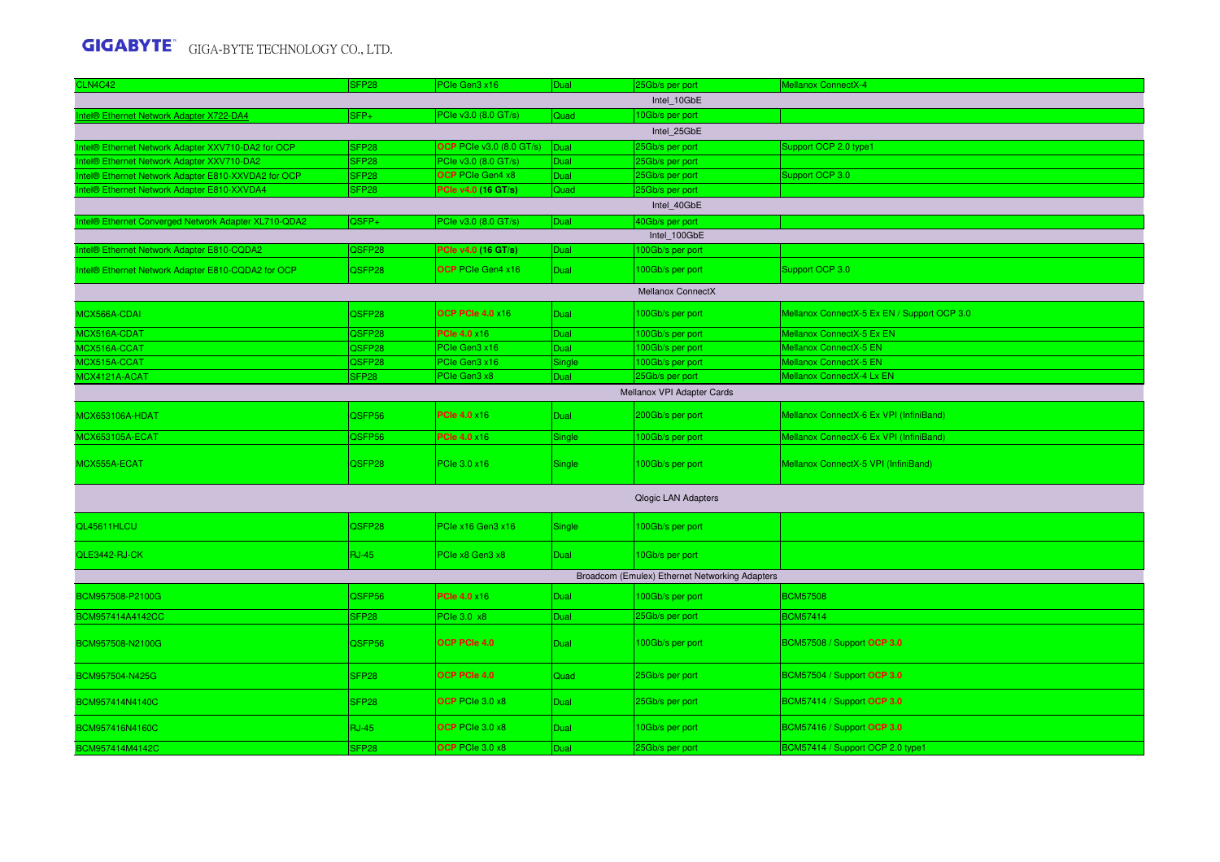| | | | | | |
|---|---|---|---|---|---|
| CLN4C42 | SFP28 | PCIe Gen3 x16 | Dual | 25Gb/s per port | Mellanox ConnectX-4 |
| Intel_10GbE | | | | | |
| Intel® Ethernet Network Adapter X722-DA4 | SFP+ | PCIe v3.0 (8.0 GT/s) | Quad | 10Gb/s per port | |
| Intel_25GbE | | | | | |
| Intel® Ethernet Network Adapter XXV710-DA2 for OCP | SFP28 | OCP PCIe v3.0 (8.0 GT/s) | Dual | 25Gb/s per port | Support OCP 2.0 type1 |
| Intel® Ethernet Network Adapter XXV710-DA2 | SFP28 | PCIe v3.0 (8.0 GT/s) | Dual | 25Gb/s per port | |
| Intel® Ethernet Network Adapter E810-XXVDA2 for OCP | SFP28 | OCP PCIe Gen4 x8 | Dual | 25Gb/s per port | Support OCP 3.0 |
| Intel® Ethernet Network Adapter E810-XXVDA4 | SFP28 | PCIe v4.0 **(16 GT/s)** | Quad | 25Gb/s per port | |
| Intel_40GbE | | | | | |
| Intel® Ethernet Converged Network Adapter XL710-QDA2 | QSFP+ | PCIe v3.0 (8.0 GT/s) | Dual | 40Gb/s per port | |
| Intel_100GbE | | | | | |
| Intel® Ethernet Network Adapter E810-CQDA2 | QSFP28 | PCIe v4.0 **(16 GT/s)** | Dual | 100Gb/s per port | |
| Intel® Ethernet Network Adapter E810-CQDA2 for OCP | QSFP28 | OCP PCIe Gen4 x16 | Dual | 100Gb/s per port | Support OCP 3.0 |
| Mellanox ConnectX | | | | | |
| MCX566A-CDAI | QSFP28 | OCP PCIe 4.0 x16 | Dual | 100Gb/s per port | Mellanox ConnectX-5 Ex EN / Support OCP 3.0 |
| MCX516A-CDAT | QSFP28 | PCIe 4.0 x16 | Dual | 100Gb/s per port | Mellanox ConnectX-5 Ex EN |
| MCX516A-CCAT | QSFP28 | PCIe Gen3 x16 | Dual | 100Gb/s per port | Mellanox ConnectX-5 EN |
| MCX515A-CCAT | QSFP28 | PCIe Gen3 x16 | Single | 100Gb/s per port | Mellanox ConnectX-5 EN |
| MCX4121A-ACAT | SFP28 | PCIe Gen3 x8 | Dual | 25Gb/s per port | Mellanox ConnectX-4 Lx EN |
| Mellanox VPI Adapter Cards | | | | | |
| MCX653106A-HDAT | QSFP56 | PCIe 4.0 x16 | Dual | 200Gb/s per port | Mellanox ConnectX-6 Ex VPI (InfiniBand) |
| MCX653105A-ECAT | QSFP56 | PCIe 4.0 x16 | Single | 100Gb/s per port | Mellanox ConnectX-6 Ex VPI (InfiniBand) |
| MCX555A-ECAT | QSFP28 | PCIe 3.0 x16 | Single | 100Gb/s per port | Mellanox ConnectX-5 VPI (InfiniBand) |
| Qlogic LAN Adapters | | | | | |
| QL45611HLCU | QSFP28 | PCIe x16 Gen3 x16 | Single | 100Gb/s per port | |
| QLE3442-RJ-CK | RJ-45 | PCIe x8 Gen3 x8 | Dual | 10Gb/s per port | |
| Broadcom (Emulex) Ethernet Networking Adapters | | | | | |
| BCM957508-P2100G | QSFP56 | PCIe 4.0 x16 | Dual | 100Gb/s per port | BCM57508 |
| BCM957414A4142CC | SFP28 | PCIe 3.0 x8 | Dual | 25Gb/s per port | BCM57414 |
| BCM957508-N2100G | QSFP56 | OCP PCIe 4.0 | Dual | 100Gb/s per port | BCM57508 / Support OCP 3.0 |
| BCM957504-N425G | SFP28 | OCP PCIe 4.0 | Quad | 25Gb/s per port | BCM57504 / Support OCP 3.0 |
| BCM957414N4140C | SFP28 | OCP PCIe 3.0 x8 | Dual | 25Gb/s per port | BCM57414 / Support OCP 3.0 |
| BCM957416N4160C | RJ-45 | OCP PCIe 3.0 x8 | Dual | 10Gb/s per port | BCM57416 / Support OCP 3.0 |
| BCM957414M4142C | SFP28 | OCP PCIe 3.0 x8 | Dual | 25Gb/s per port | BCM57414 / Support OCP 2.0 type1 |